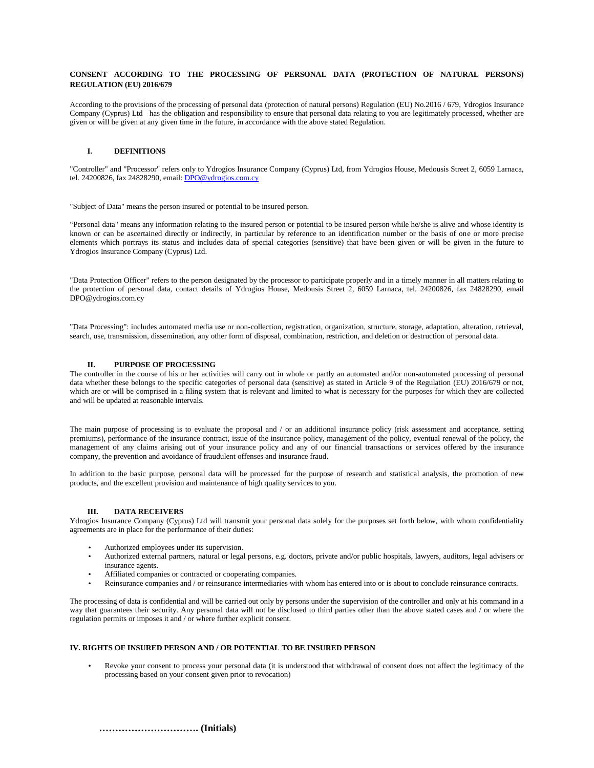**CONSENT ACCORDING TO THE PROCESSING OF PERSONAL DATA (PROTECTION OF NATURAL PERSONS) REGULATION (EU) 2016/679**

According to the provisions of the processing of personal data (protection of natural persons) Regulation (EU) No.2016 / 679, Ydrogios Insurance Company (Cyprus) Ltd has the obligation and responsibility to ensure that personal data relating to you are legitimately processed, whether are given or will be given at any given time in the future, in accordance with the above stated Regulation.

## I. DEFINITIONS

"Controller" and "Processor" refers only to Ydrogios Insurance Company (Cyprus) Ltd, from Ydrogios House, Medousis Street 2, 6059 Larnaca, tel. 24200826, fax 24828290, email: DPO@ydrogios.com.cy

"Subject of Data" means the person insured or potential to be insured person.

"Personal data" means any information relating to the insured person or potential to be insured person while he/she is alive and whose identity is known or can be ascertained directly or indirectly, in particular by reference to an identification number or the basis of one or more precise elements which portrays its status and includes data of special categories (sensitive) that have been given or will be given in the future to Ydrogios Insurance Company (Cyprus) Ltd.

"Data Protection Officer" refers to the person designated by the processor to participate properly and in a timely manner in all matters relating to the protection of personal data, contact details of Ydrogios House, Medousis Street 2, 6059 Larnaca, tel. 24200826, fax 24828290, email DPO@ydrogios.com.cy

"Data Processing": includes automated media use or non-collection, registration, organization, structure, storage, adaptation, alteration, retrieval, search, use, transmission, dissemination, any other form of disposal, combination, restriction, and deletion or destruction of personal data.

## II. PURPOSE OF PROCESSING

The controller in the course of his or her activities will carry out in whole or partly an automated and/or non-automated processing of personal data whether these belongs to the specific categories of personal data (sensitive) as stated in Article 9 of the Regulation (EU) 2016/679 or not, which are or will be comprised in a filing system that is relevant and limited to what is necessary for the purposes for which they are collected and will be updated at reasonable intervals.

The main purpose of processing is to evaluate the proposal and / or an additional insurance policy (risk assessment and acceptance, setting premiums), performance of the insurance contract, issue of the insurance policy, management of the policy, eventual renewal of the policy, the management of any claims arising out of your insurance policy and any of our financial transactions or services offered by the insurance company, the prevention and avoidance of fraudulent offenses and insurance fraud.

In addition to the basic purpose, personal data will be processed for the purpose of research and statistical analysis, the promotion of new products, and the excellent provision and maintenance of high quality services to you.

## III. DATA RECEIVERS

Ydrogios Insurance Company (Cyprus) Ltd will transmit your personal data solely for the purposes set forth below, with whom confidentiality agreements are in place for the performance of their duties:

- Authorized employees under its supervision.
- Authorized external partners, natural or legal persons, e.g. doctors, private and/or public hospitals, lawyers, auditors, legal advisers or insurance agents.
- Affiliated companies or contracted or cooperating companies.
- Reinsurance companies and / or reinsurance intermediaries with whom has entered into or is about to conclude reinsurance contracts.

The processing of data is confidential and will be carried out only by persons under the supervision of the controller and only at his command in a way that guarantees their security. Any personal data will not be disclosed to third parties other than the above stated cases and / or where the regulation permits or imposes it and / or where further explicit consent.

## IV. RIGHTS OF INSURED PERSON AND / OR POTENTIAL TO BE INSURED PERSON

- Revoke your consent to process your personal data (it is understood that withdrawal of consent does not affect the legitimacy of the processing based on your consent given prior to revocation)

**…………………………. (Initials)**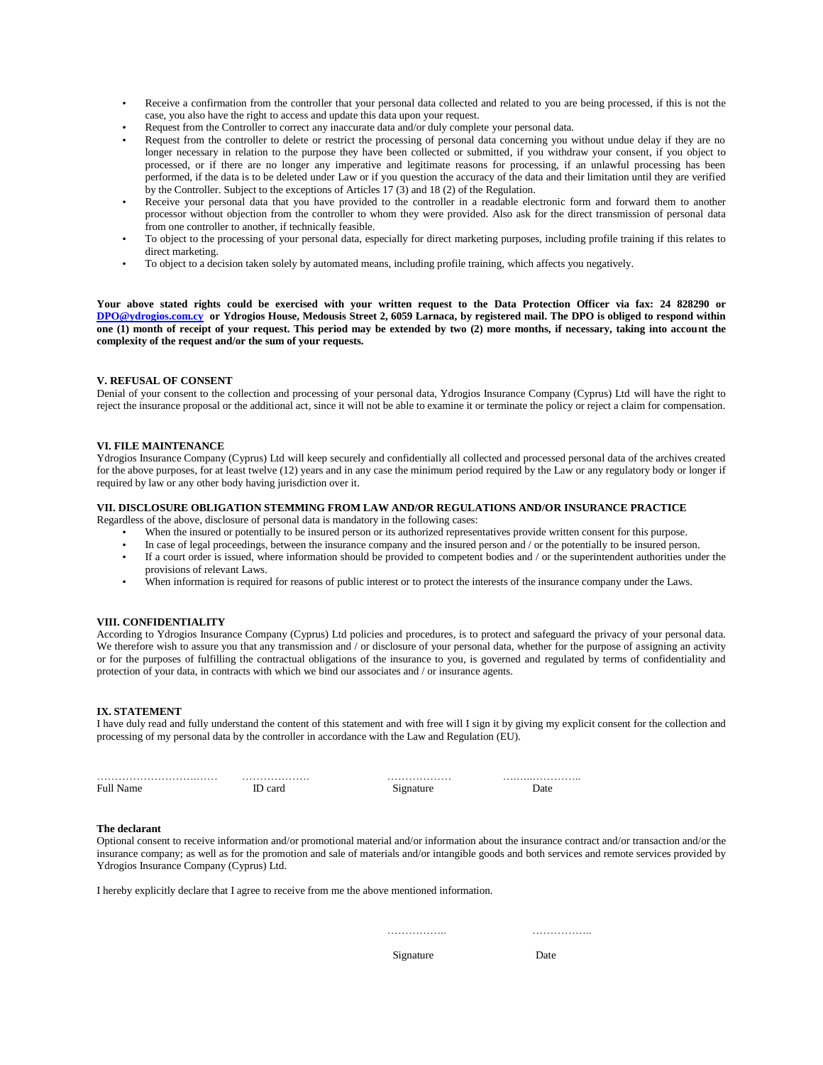- Receive a confirmation from the controller that your personal data collected and related to you are being processed, if this is not the case, you also have the right to access and update this data upon your request.
- Request from the Controller to correct any inaccurate data and/or duly complete your personal data.
- Request from the controller to delete or restrict the processing of personal data concerning you without undue delay if they are no longer necessary in relation to the purpose they have been collected or submitted, if you withdraw your consent, if you object to processed, or if there are no longer any imperative and legitimate reasons for processing, if an unlawful processing has been performed, if the data is to be deleted under Law or if you question the accuracy of the data and their limitation until they are verified by the Controller. Subject to the exceptions of Articles 17 (3) and 18 (2) of the Regulation.
- Receive your personal data that you have provided to the controller in a readable electronic form and forward them to another processor without objection from the controller to whom they were provided. Also ask for the direct transmission of personal data from one controller to another, if technically feasible.
- To object to the processing of your personal data, especially for direct marketing purposes, including profile training if this relates to direct marketing.
- To object to a decision taken solely by automated means, including profile training, which affects you negatively.

**Your above stated rights could be exercised with your written request to the Data Protection Officer via fax: 24 828290 or [DPO@ydrogios.com.cy](mailto:DPO@ydrogios.com.cy) or Ydrogios House, Medousis Street 2, 6059 Larnaca, by registered mail. The DPO is obliged to respond within one (1) month of receipt of your request. This period may be extended by two (2) more months, if necessary, taking into account the complexity of the request and/or the sum of your requests.**

**V. REFUSAL OF CONSENT**

Denial of your consent to the collection and processing of your personal data, Ydrogios Insurance Company (Cyprus) Ltd will have the right to reject the insurance proposal or the additional act, since it will not be able to examine it or terminate the policy or reject a claim for compensation.

**VI. FILE MAINTENANCE**

Ydrogios Insurance Company (Cyprus) Ltd will keep securely and confidentially all collected and processed personal data of the archives created for the above purposes, for at least twelve (12) years and in any case the minimum period required by the Law or any regulatory body or longer if required by law or any other body having jurisdiction over it.

**VII. DISCLOSURE OBLIGATION STEMMING FROM LAW AND/OR REGULATIONS AND/OR INSURANCE PRACTICE**

Regardless of the above, disclosure of personal data is mandatory in the following cases:

- When the insured or potentially to be insured person or its authorized representatives provide written consent for this purpose.
- In case of legal proceedings, between the insurance company and the insured person and / or the potentially to be insured person.
- If a court order is issued, where information should be provided to competent bodies and / or the superintendent authorities under the provisions of relevant Laws.
- When information is required for reasons of public interest or to protect the interests of the insurance company under the Laws.

**VIII. CONFIDENTIALITY**

According to Ydrogios Insurance Company (Cyprus) Ltd policies and procedures, is to protect and safeguard the privacy of your personal data. We therefore wish to assure you that any transmission and / or disclosure of your personal data, whether for the purpose of assigning an activity or for the purposes of fulfilling the contractual obligations of the insurance to you, is governed and regulated by terms of confidentiality and protection of your data, in contracts with which we bind our associates and / or insurance agents.

**IX. STATEMENT**

I have duly read and fully understand the content of this statement and with free will I sign it by giving my explicit consent for the collection and processing of my personal data by the controller in accordance with the Law and Regulation (EU).

| ………………………..…… | ………………. | ……………… | ……..………….. |
| --- | --- | --- | --- |
| Full Name | ID card | Signature | Date |

**The declarant**

Optional consent to receive information and/or promotional material and/or information about the insurance contract and/or transaction and/or the insurance company; as well as for the promotion and sale of materials and/or intangible goods and both services and remote services provided by Ydrogios Insurance Company (Cyprus) Ltd.

I hereby explicitly declare that I agree to receive from me the above mentioned information.

| …………….. | …………….. |
| --- | --- |
| Signature | Date |